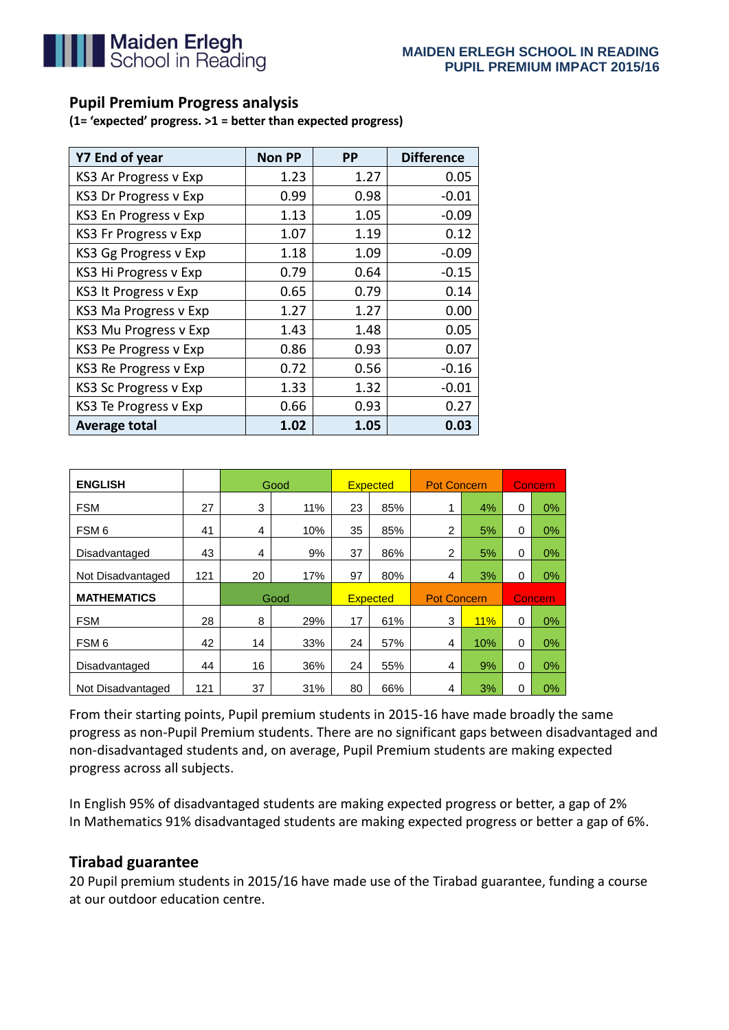# MAIDEN ERLEGH SCHOOL IN READING
## PUPIL PREMIUM IMPACT 2015/16

## Pupil Premium Progress analysis

**(1= 'expected' progress. >1 = better than expected progress)**

| Y7 End of year | Non PP | PP | Difference |
|---|---|---|---|
| KS3 Ar Progress v Exp | 1.23 | 1.27 | 0.05 |
| KS3 Dr Progress v Exp | 0.99 | 0.98 | -0.01 |
| KS3 En Progress v Exp | 1.13 | 1.05 | -0.09 |
| KS3 Fr Progress v Exp | 1.07 | 1.19 | 0.12 |
| KS3 Gg Progress v Exp | 1.18 | 1.09 | -0.09 |
| KS3 Hi Progress v Exp | 0.79 | 0.64 | -0.15 |
| KS3 It Progress v Exp | 0.65 | 0.79 | 0.14 |
| KS3 Ma Progress v Exp | 1.27 | 1.27 | 0.00 |
| KS3 Mu Progress v Exp | 1.43 | 1.48 | 0.05 |
| KS3 Pe Progress v Exp | 0.86 | 0.93 | 0.07 |
| KS3 Re Progress v Exp | 0.72 | 0.56 | -0.16 |
| KS3 Sc Progress v Exp | 1.33 | 1.32 | -0.01 |
| KS3 Te Progress v Exp | 0.66 | 0.93 | 0.27 |
| **Average total** | **1.02** | **1.05** | **0.03** |

| ENGLISH | | Good | | Expected | | Pot Concern | | Concern | |
|---|---|---|---|---|---|---|---|---|---|
| FSM | 27 | 3 | 11% | 23 | 85% | 1 | 4% | 0 | 0% |
| FSM 6 | 41 | 4 | 10% | 35 | 85% | 2 | 5% | 0 | 0% |
| Disadvantaged | 43 | 4 | 9% | 37 | 86% | 2 | 5% | 0 | 0% |
| Not Disadvantaged | 121 | 20 | 17% | 97 | 80% | 4 | 3% | 0 | 0% |
| **MATHEMATICS** | | Good | | Expected | | Pot Concern | | Concern | |
| FSM | 28 | 8 | 29% | 17 | 61% | 3 | 11% | 0 | 0% |
| FSM 6 | 42 | 14 | 33% | 24 | 57% | 4 | 10% | 0 | 0% |
| Disadvantaged | 44 | 16 | 36% | 24 | 55% | 4 | 9% | 0 | 0% |
| Not Disadvantaged | 121 | 37 | 31% | 80 | 66% | 4 | 3% | 0 | 0% |

From their starting points, Pupil premium students in 2015-16 have made broadly the same progress as non-Pupil Premium students. There are no significant gaps between disadvantaged and non-disadvantaged students and, on average, Pupil Premium students are making expected progress across all subjects.

In English 95% of disadvantaged students are making expected progress or better, a gap of 2%
In Mathematics 91% disadvantaged students are making expected progress or better a gap of 6%.

## Tirabad guarantee

20 Pupil premium students in 2015/16 have made use of the Tirabad guarantee, funding a course at our outdoor education centre.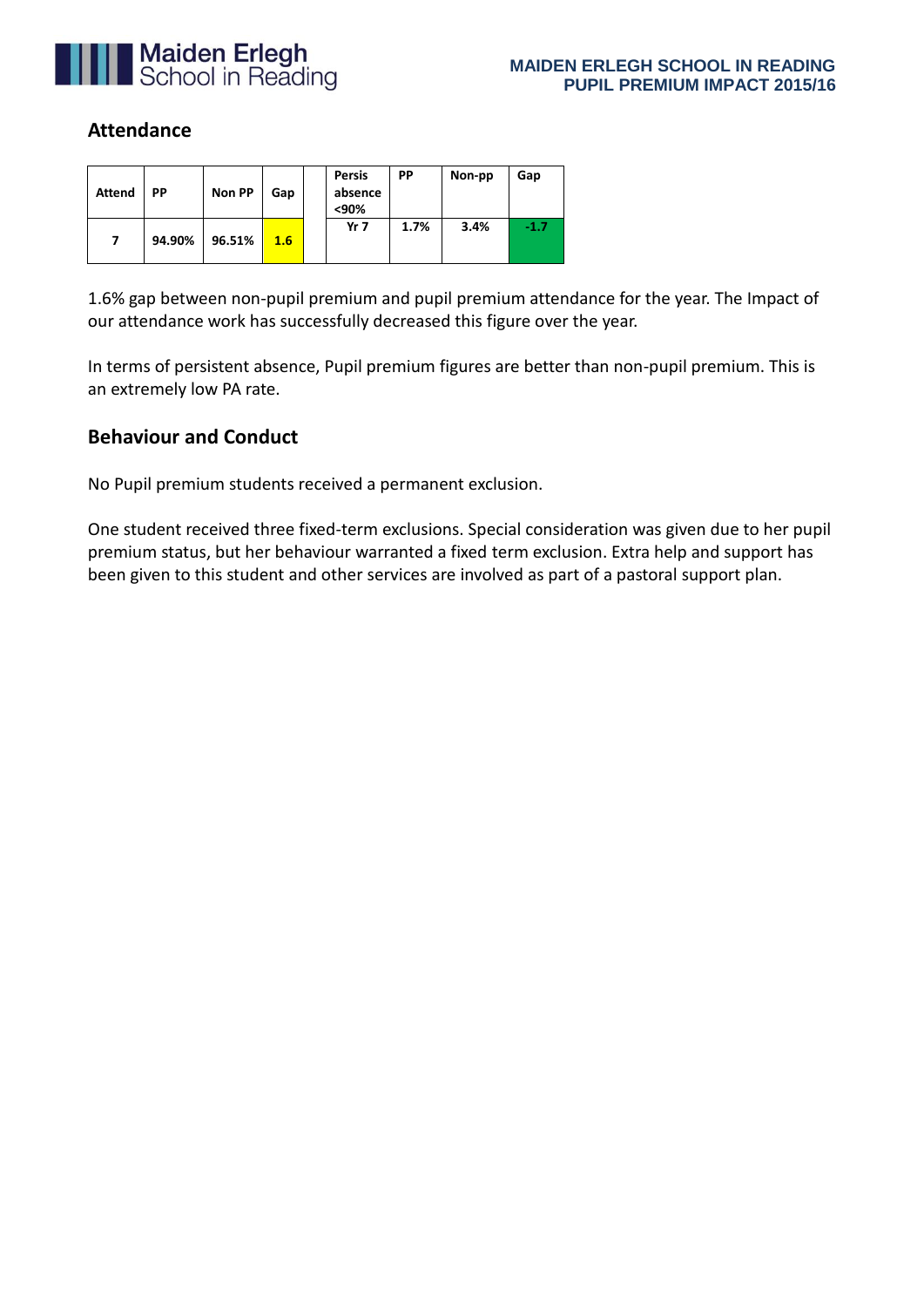## Attendance

| Attend | PP | Non PP | Gap | | Persis absence <90% | PP | Non-pp | Gap |
|---|---|---|---|---|---|---|---|---|
| 7 | 94.90% | 96.51% | 1.6 | | Yr 7 | 1.7% | 3.4% | -1.7 |

1.6% gap between non-pupil premium and pupil premium attendance for the year. The Impact of our attendance work has successfully decreased this figure over the year.

In terms of persistent absence, Pupil premium figures are better than non-pupil premium. This is an extremely low PA rate.

## Behaviour and Conduct

No Pupil premium students received a permanent exclusion.

One student received three fixed-term exclusions. Special consideration was given due to her pupil premium status, but her behaviour warranted a fixed term exclusion. Extra help and support has been given to this student and other services are involved as part of a pastoral support plan.